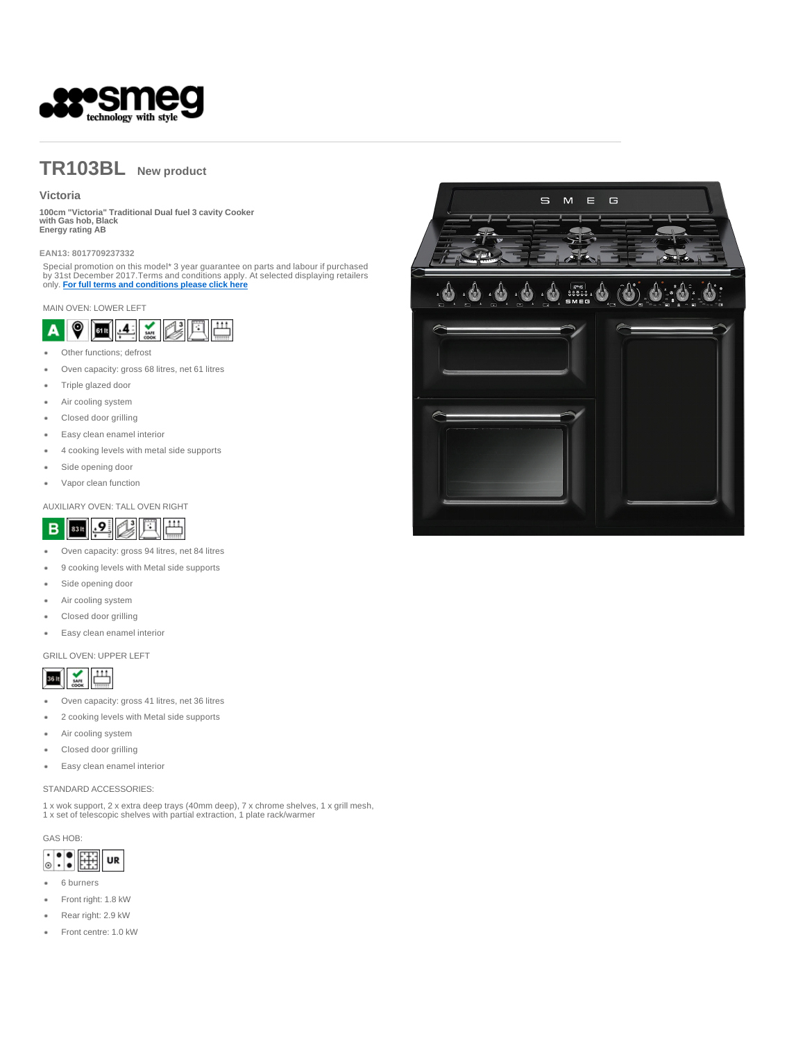# TR103BL New product

## Victoria

**100cm "Victoria" Traditional Dual fuel 3 cavity Cooker with Gas hob, Black**
**Energy rating AB**

**EAN13: 8017709237332**

Special promotion on this model* 3 year guarantee on parts and labour if purchased by 31st December 2017.Terms and conditions apply. At selected displaying retailers only. **For full terms and conditions please click here**

MAIN OVEN: LOWER LEFT

- Other functions; defrost
- Oven capacity: gross 68 litres, net 61 litres
- Triple glazed door
- Air cooling system
- Closed door grilling
- Easy clean enamel interior
- 4 cooking levels with metal side supports
- Side opening door
- Vapor clean function

AUXILIARY OVEN: TALL OVEN RIGHT

- Oven capacity: gross 94 litres, net 84 litres
- 9 cooking levels with Metal side supports
- Side opening door
- Air cooling system
- Closed door grilling
- Easy clean enamel interior

GRILL OVEN: UPPER LEFT

- Oven capacity: gross 41 litres, net 36 litres
- 2 cooking levels with Metal side supports
- Air cooling system
- Closed door grilling
- Easy clean enamel interior

STANDARD ACCESSORIES:

1 x wok support, 2 x extra deep trays (40mm deep), 7 x chrome shelves, 1 x grill mesh, 1 x set of telescopic shelves with partial extraction, 1 plate rack/warmer

GAS HOB:

- 6 burners
- Front right: 1.8 kW
- Rear right: 2.9 kW
- Front centre: 1.0 kW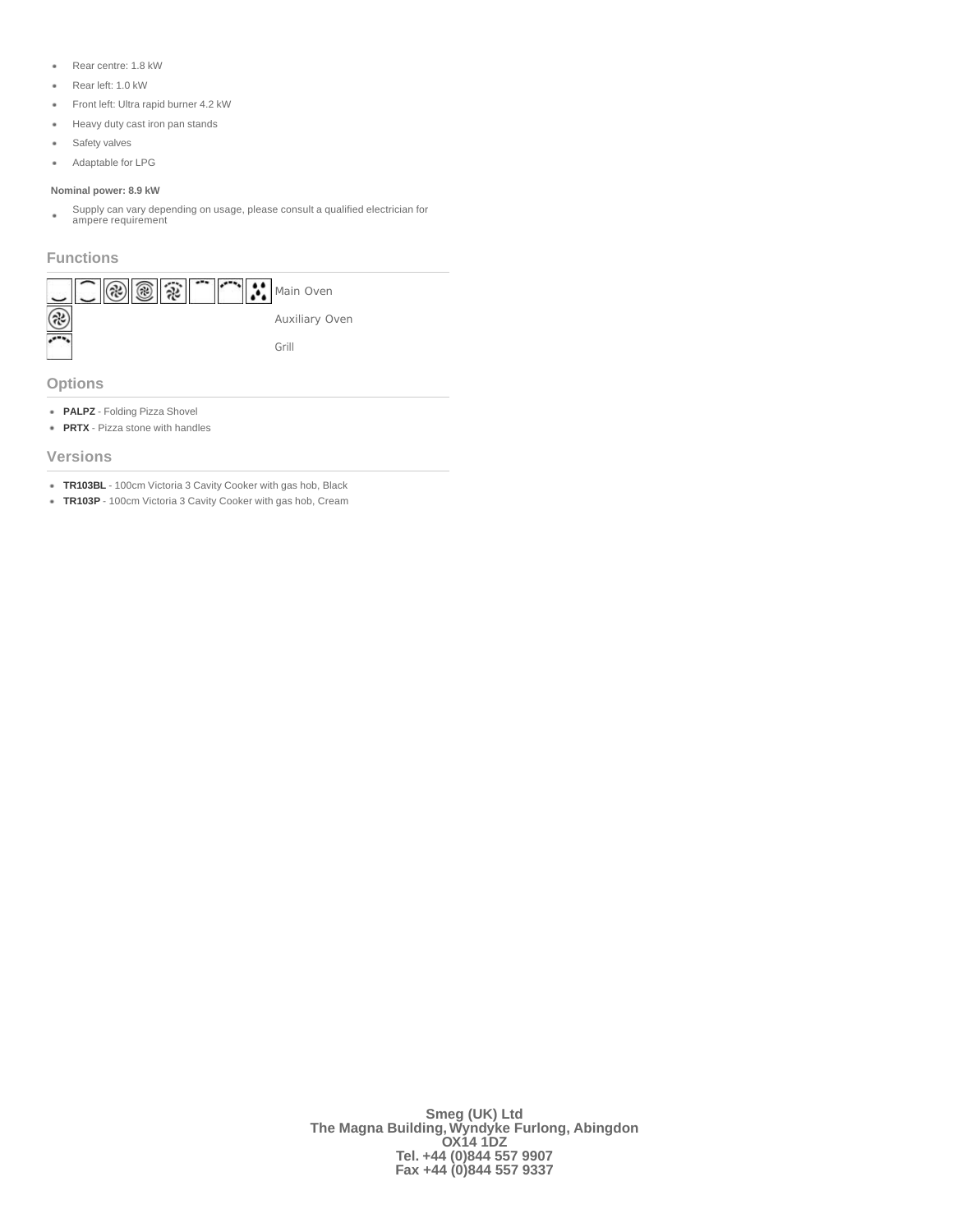- Rear centre: 1.8 kW
- Rear left: 1.0 kW
- Front left: Ultra rapid burner 4.2 kW
- Heavy duty cast iron pan stands
- Safety valves
- Adaptable for LPG

**Nominal power: 8.9 kW**

- Supply can vary depending on usage, please consult a qualified electrician for ampere requirement

## Functions

Main Oven

Auxiliary Oven

Grill

## Options

- **PALPZ** - Folding Pizza Shovel
- **PRTX** - Pizza stone with handles

## Versions

- **TR103BL** - 100cm Victoria 3 Cavity Cooker with gas hob, Black
- **TR103P** - 100cm Victoria 3 Cavity Cooker with gas hob, Cream

**Smeg (UK) Ltd**
**The Magna Building, Wyndyke Furlong, Abingdon**
**OX14 1DZ**
**Tel. +44 (0)844 557 9907**
**Fax +44 (0)844 557 9337**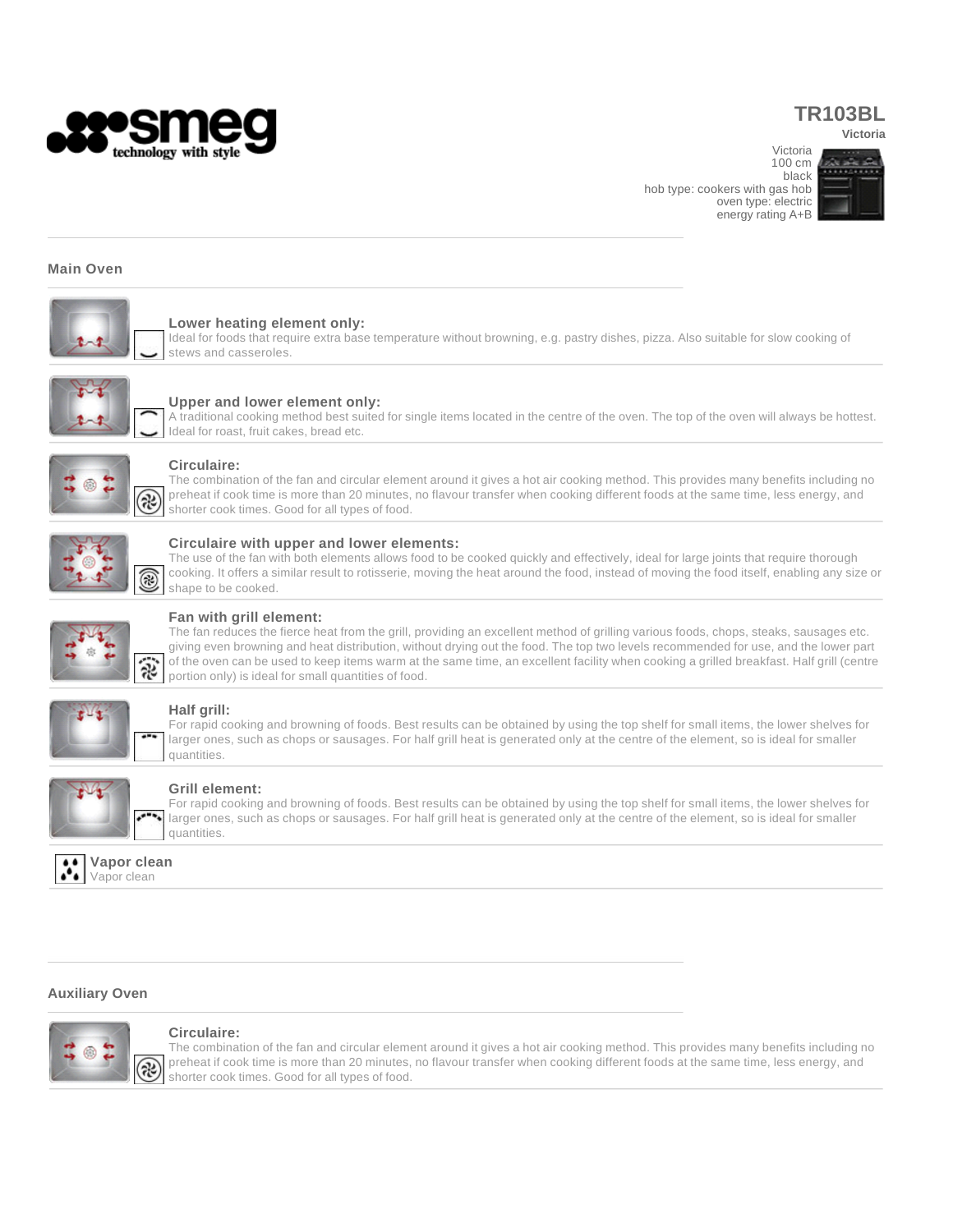# TR103BL

**Victoria**

Victoria
100 cm
black
hob type: cookers with gas hob
oven type: electric
energy rating A+B

## Main Oven

### Lower heating element only:

Ideal for foods that require extra base temperature without browning, e.g. pastry dishes, pizza. Also suitable for slow cooking of stews and casseroles.

### Upper and lower element only:

A traditional cooking method best suited for single items located in the centre of the oven. The top of the oven will always be hottest. Ideal for roast, fruit cakes, bread etc.

### Circulaire:

The combination of the fan and circular element around it gives a hot air cooking method. This provides many benefits including no preheat if cook time is more than 20 minutes, no flavour transfer when cooking different foods at the same time, less energy, and shorter cook times. Good for all types of food.

### Circulaire with upper and lower elements:

The use of the fan with both elements allows food to be cooked quickly and effectively, ideal for large joints that require thorough cooking. It offers a similar result to rotisserie, moving the heat around the food, instead of moving the food itself, enabling any size or shape to be cooked.

### Fan with grill element:

The fan reduces the fierce heat from the grill, providing an excellent method of grilling various foods, chops, steaks, sausages etc. giving even browning and heat distribution, without drying out the food. The top two levels recommended for use, and the lower part of the oven can be used to keep items warm at the same time, an excellent facility when cooking a grilled breakfast. Half grill (centre portion only) is ideal for small quantities of food.

### Half grill:

For rapid cooking and browning of foods. Best results can be obtained by using the top shelf for small items, the lower shelves for larger ones, such as chops or sausages. For half grill heat is generated only at the centre of the element, so is ideal for smaller quantities.

### Grill element:

For rapid cooking and browning of foods. Best results can be obtained by using the top shelf for small items, the lower shelves for larger ones, such as chops or sausages. For half grill heat is generated only at the centre of the element, so is ideal for smaller quantities.

### Vapor clean

Vapor clean

## Auxiliary Oven

### Circulaire:

The combination of the fan and circular element around it gives a hot air cooking method. This provides many benefits including no preheat if cook time is more than 20 minutes, no flavour transfer when cooking different foods at the same time, less energy, and shorter cook times. Good for all types of food.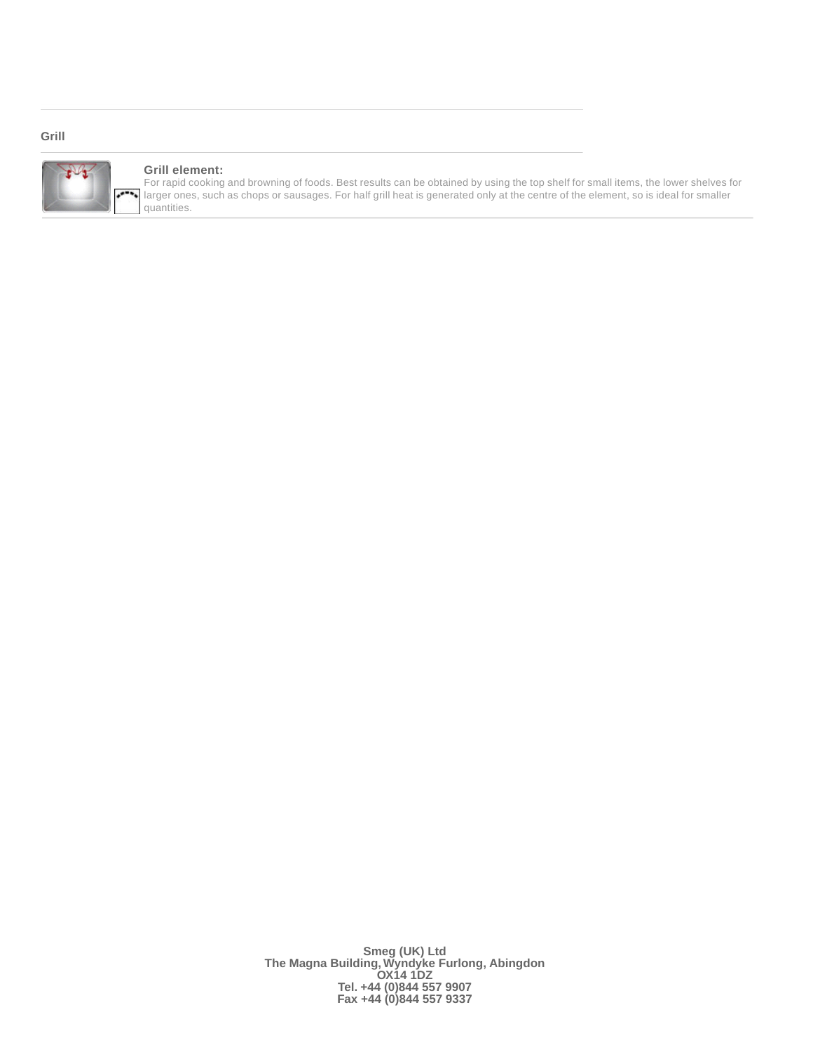## Grill

**Grill element:**
For rapid cooking and browning of foods. Best results can be obtained by using the top shelf for small items, the lower shelves for larger ones, such as chops or sausages. For half grill heat is generated only at the centre of the element, so is ideal for smaller quantities.

**Smeg (UK) Ltd**
**The Magna Building, Wyndyke Furlong, Abingdon**
**OX14 1DZ**
**Tel. +44 (0)844 557 9907**
**Fax +44 (0)844 557 9337**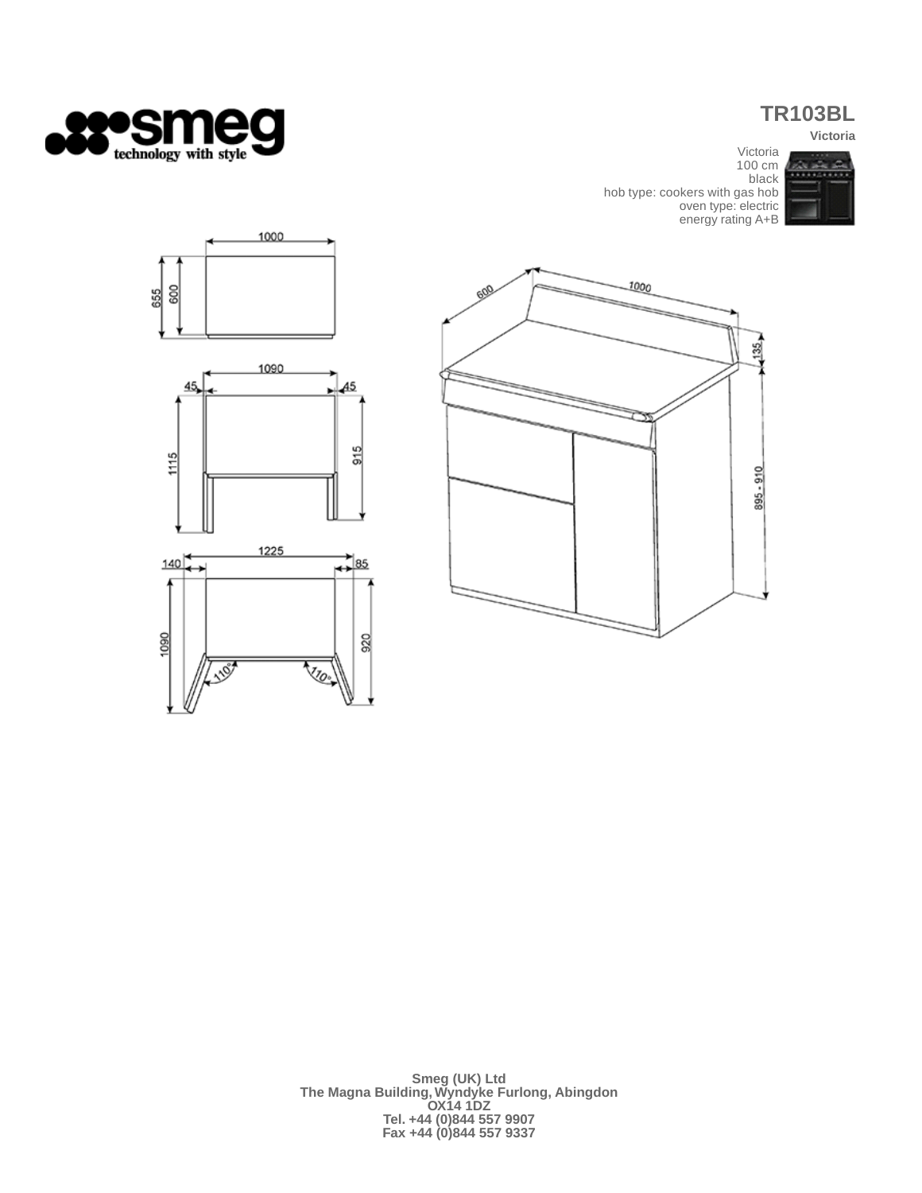# TR103BL

**Victoria**

Victoria
100 cm
black
hob type: cookers with gas hob
oven type: electric
energy rating A+B

1000
655
600
1090
45
45
1115
915
1225
140
85
1090
920
110°
110°
600
1000
135
895 - 910

**Smeg (UK) Ltd**
**The Magna Building, Wyndyke Furlong, Abingdon**
**OX14 1DZ**
**Tel. +44 (0)844 557 9907**
**Fax +44 (0)844 557 9337**